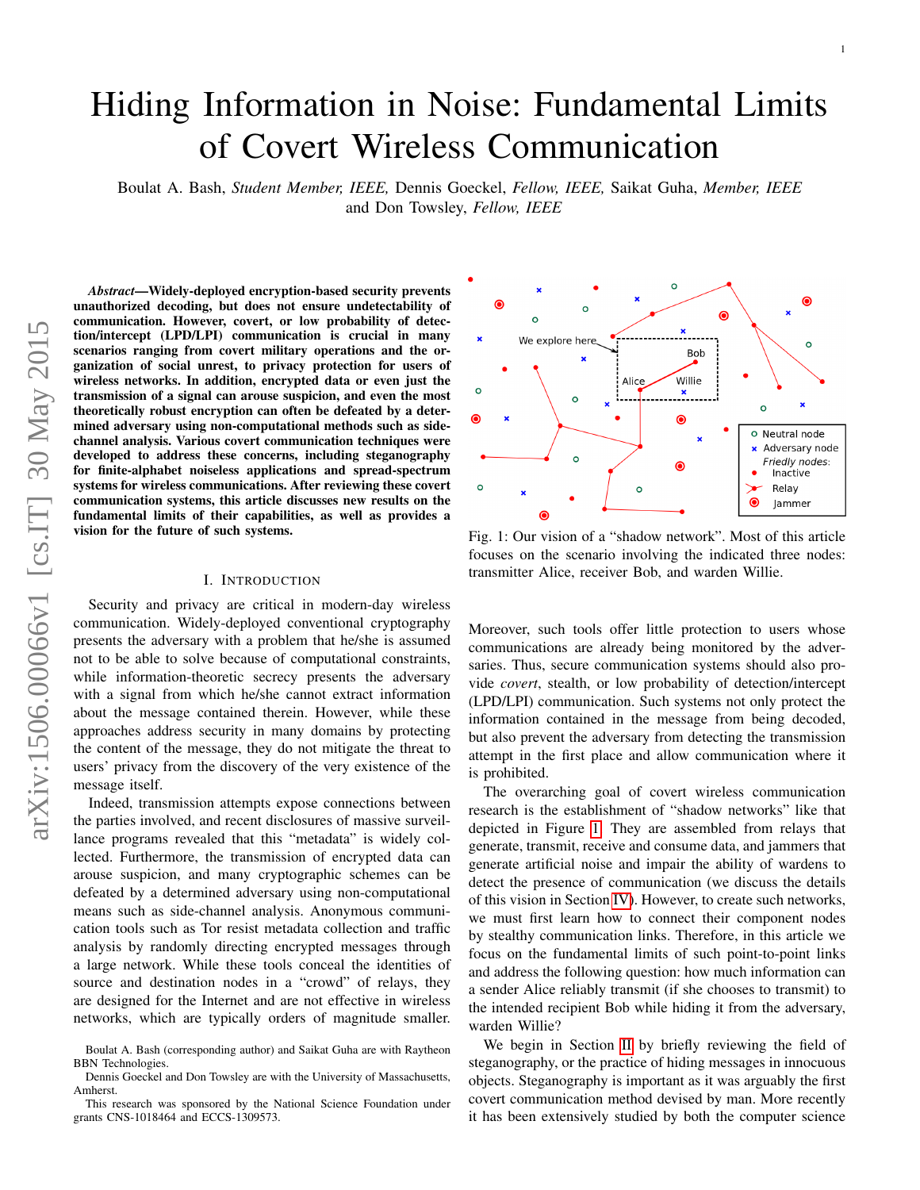# Hiding Information in Noise: Fundamental Limits of Covert Wireless Communication

Boulat A. Bash, *Student Member, IEEE,* Dennis Goeckel, *Fellow, IEEE,* Saikat Guha, *Member, IEEE* and Don Towsley, *Fellow, IEEE*

***Abstract*—Widely-deployed encryption-based security prevents unauthorized decoding, but does not ensure undetectability of communication. However, covert, or low probability of detection/intercept (LPD/LPI) communication is crucial in many scenarios ranging from covert military operations and the organization of social unrest, to privacy protection for users of wireless networks. In addition, encrypted data or even just the transmission of a signal can arouse suspicion, and even the most theoretically robust encryption can often be defeated by a determined adversary using non-computational methods such as side-channel analysis. Various covert communication techniques were developed to address these concerns, including steganography for finite-alphabet noiseless applications and spread-spectrum systems for wireless communications. After reviewing these covert communication systems, this article discusses new results on the fundamental limits of their capabilities, as well as provides a vision for the future of such systems.**

## I. Introduction

Security and privacy are critical in modern-day wireless communication. Widely-deployed conventional cryptography presents the adversary with a problem that he/she is assumed not to be able to solve because of computational constraints, while information-theoretic secrecy presents the adversary with a signal from which he/she cannot extract information about the message contained therein. However, while these approaches address security in many domains by protecting the content of the message, they do not mitigate the threat to users' privacy from the discovery of the very existence of the message itself.

Indeed, transmission attempts expose connections between the parties involved, and recent disclosures of massive surveillance programs revealed that this "metadata" is widely collected. Furthermore, the transmission of encrypted data can arouse suspicion, and many cryptographic schemes can be defeated by a determined adversary using non-computational means such as side-channel analysis. Anonymous communication tools such as Tor resist metadata collection and traffic analysis by randomly directing encrypted messages through a large network. While these tools conceal the identities of source and destination nodes in a "crowd" of relays, they are designed for the Internet and are not effective in wireless networks, which are typically orders of magnitude smaller. Moreover, such tools offer little protection to users whose communications are already being monitored by the adversaries. Thus, secure communication systems should also provide *covert*, stealth, or low probability of detection/intercept (LPD/LPI) communication. Such systems not only protect the information contained in the message from being decoded, but also prevent the adversary from detecting the transmission attempt in the first place and allow communication where it is prohibited.

Fig. 1: Our vision of a "shadow network". Most of this article focuses on the scenario involving the indicated three nodes: transmitter Alice, receiver Bob, and warden Willie.

The overarching goal of covert wireless communication research is the establishment of "shadow networks" like that depicted in Figure 1. They are assembled from relays that generate, transmit, receive and consume data, and jammers that generate artificial noise and impair the ability of wardens to detect the presence of communication (we discuss the details of this vision in Section IV). However, to create such networks, we must first learn how to connect their component nodes by stealthy communication links. Therefore, in this article we focus on the fundamental limits of such point-to-point links and address the following question: how much information can a sender Alice reliably transmit (if she chooses to transmit) to the intended recipient Bob while hiding it from the adversary, warden Willie?

We begin in Section II by briefly reviewing the field of steganography, or the practice of hiding messages in innocuous objects. Steganography is important as it was arguably the first covert communication method devised by man. More recently it has been extensively studied by both the computer science

Boulat A. Bash (corresponding author) and Saikat Guha are with Raytheon BBN Technologies.

Dennis Goeckel and Don Towsley are with the University of Massachusetts, Amherst.

This research was sponsored by the National Science Foundation under grants CNS-1018464 and ECCS-1309573.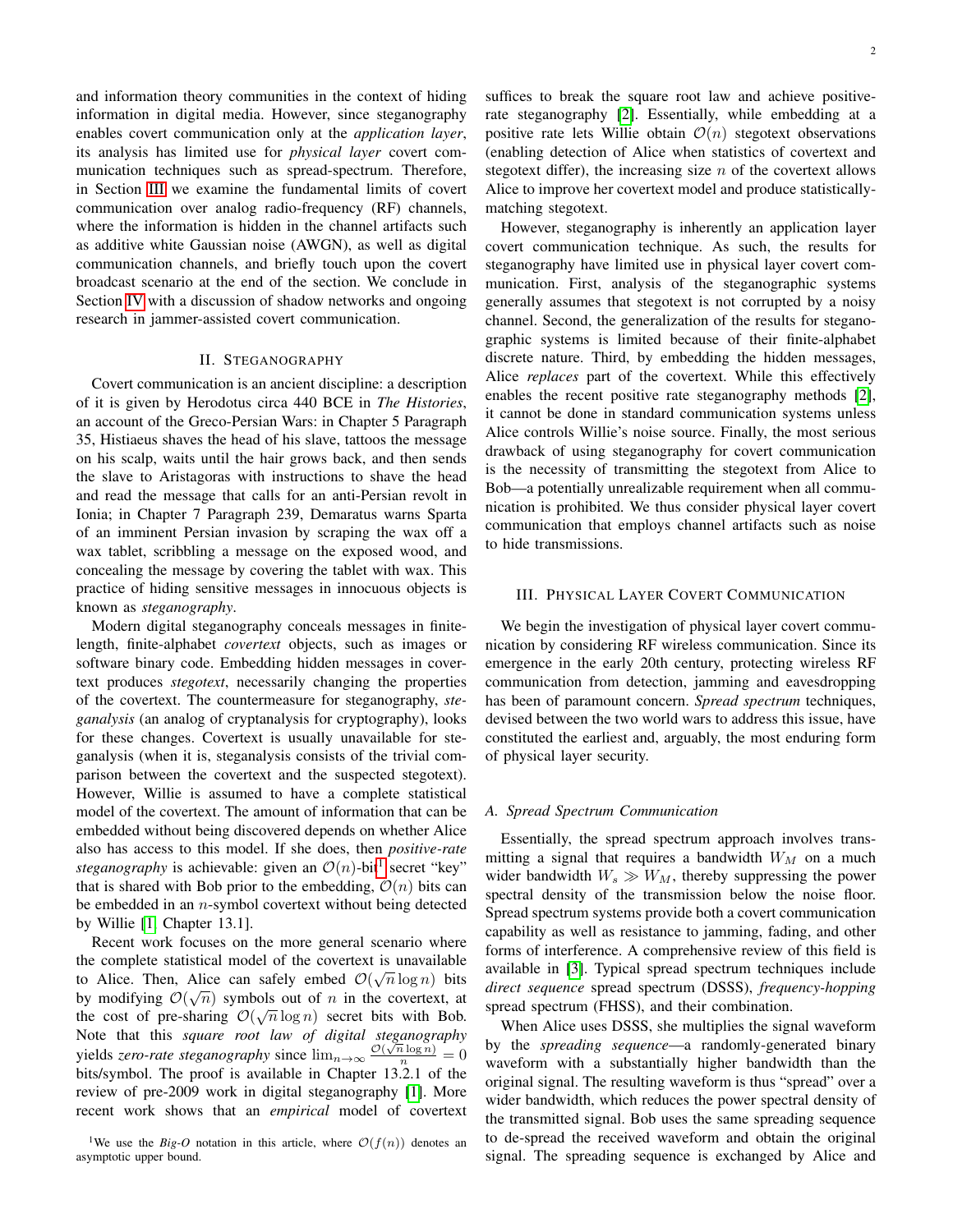and information theory communities in the context of hiding information in digital media. However, since steganography enables covert communication only at the *application layer*, its analysis has limited use for *physical layer* covert communication techniques such as spread-spectrum. Therefore, in Section III we examine the fundamental limits of covert communication over analog radio-frequency (RF) channels, where the information is hidden in the channel artifacts such as additive white Gaussian noise (AWGN), as well as digital communication channels, and briefly touch upon the covert broadcast scenario at the end of the section. We conclude in Section IV with a discussion of shadow networks and ongoing research in jammer-assisted covert communication.

## II. Steganography

Covert communication is an ancient discipline: a description of it is given by Herodotus circa 440 BCE in *The Histories*, an account of the Greco-Persian Wars: in Chapter 5 Paragraph 35, Histiaeus shaves the head of his slave, tattoos the message on his scalp, waits until the hair grows back, and then sends the slave to Aristagoras with instructions to shave the head and read the message that calls for an anti-Persian revolt in Ionia; in Chapter 7 Paragraph 239, Demaratus warns Sparta of an imminent Persian invasion by scraping the wax off a wax tablet, scribbling a message on the exposed wood, and concealing the message by covering the tablet with wax. This practice of hiding sensitive messages in innocuous objects is known as *steganography*.

Modern digital steganography conceals messages in finite-length, finite-alphabet *covertext* objects, such as images or software binary code. Embedding hidden messages in covertext produces *stegotext*, necessarily changing the properties of the covertext. The countermeasure for steganography, *steganalysis* (an analog of cryptanalysis for cryptography), looks for these changes. Covertext is usually unavailable for steganalysis (when it is, steganalysis consists of the trivial comparison between the covertext and the suspected stegotext). However, Willie is assumed to have a complete statistical model of the covertext. The amount of information that can be embedded without being discovered depends on whether Alice also has access to this model. If she does, then *positive-rate steganography* is achievable: given an $\mathcal{O}(n)$-bit[1] secret "key" that is shared with Bob prior to the embedding, $\mathcal{O}(n)$ bits can be embedded in an $n$-symbol covertext without being detected by Willie [1, Chapter 13.1].

Recent work focuses on the more general scenario where the complete statistical model of the covertext is unavailable to Alice. Then, Alice can safely embed $\mathcal{O}(\sqrt{n}\log n)$ bits by modifying $\mathcal{O}(\sqrt{n})$ symbols out of $n$ in the covertext, at the cost of pre-sharing $\mathcal{O}(\sqrt{n}\log n)$ secret bits with Bob. Note that this *square root law of digital steganography* yields *zero-rate steganography* since $\lim_{n\to\infty}\frac{\mathcal{O}(\sqrt{n}\log n)}{n}=0$ bits/symbol. The proof is available in Chapter 13.2.1 of the review of pre-2009 work in digital steganography [1]. More recent work shows that an *empirical* model of covertext suffices to break the square root law and achieve positive-rate steganography [2]. Essentially, while embedding at a positive rate lets Willie obtain $\mathcal{O}(n)$ stegotext observations (enabling detection of Alice when statistics of covertext and stegotext differ), the increasing size $n$ of the covertext allows Alice to improve her covertext model and produce statistically-matching stegotext.

However, steganography is inherently an application layer covert communication technique. As such, the results for steganography have limited use in physical layer covert communication. First, analysis of the steganographic systems generally assumes that stegotext is not corrupted by a noisy channel. Second, the generalization of the results for steganographic systems is limited because of their finite-alphabet discrete nature. Third, by embedding the hidden messages, Alice *replaces* part of the covertext. While this effectively enables the recent positive rate steganography methods [2], it cannot be done in standard communication systems unless Alice controls Willie's noise source. Finally, the most serious drawback of using steganography for covert communication is the necessity of transmitting the stegotext from Alice to Bob—a potentially unrealizable requirement when all communication is prohibited. We thus consider physical layer covert communication that employs channel artifacts such as noise to hide transmissions.

## III. Physical Layer Covert Communication

We begin the investigation of physical layer covert communication by considering RF wireless communication. Since its emergence in the early 20th century, protecting wireless RF communication from detection, jamming and eavesdropping has been of paramount concern. *Spread spectrum* techniques, devised between the two world wars to address this issue, have constituted the earliest and, arguably, the most enduring form of physical layer security.

### A. Spread Spectrum Communication

Essentially, the spread spectrum approach involves transmitting a signal that requires a bandwidth $W_M$ on a much wider bandwidth $W_s \gg W_M$, thereby suppressing the power spectral density of the transmission below the noise floor. Spread spectrum systems provide both a covert communication capability as well as resistance to jamming, fading, and other forms of interference. A comprehensive review of this field is available in [3]. Typical spread spectrum techniques include *direct sequence* spread spectrum (DSSS), *frequency-hopping* spread spectrum (FHSS), and their combination.

When Alice uses DSSS, she multiplies the signal waveform by the *spreading sequence*—a randomly-generated binary waveform with a substantially higher bandwidth than the original signal. The resulting waveform is thus "spread" over a wider bandwidth, which reduces the power spectral density of the transmitted signal. Bob uses the same spreading sequence to de-spread the received waveform and obtain the original signal. The spreading sequence is exchanged by Alice and

[1] We use the *Big-O* notation in this article, where $\mathcal{O}(f(n))$ denotes an asymptotic upper bound.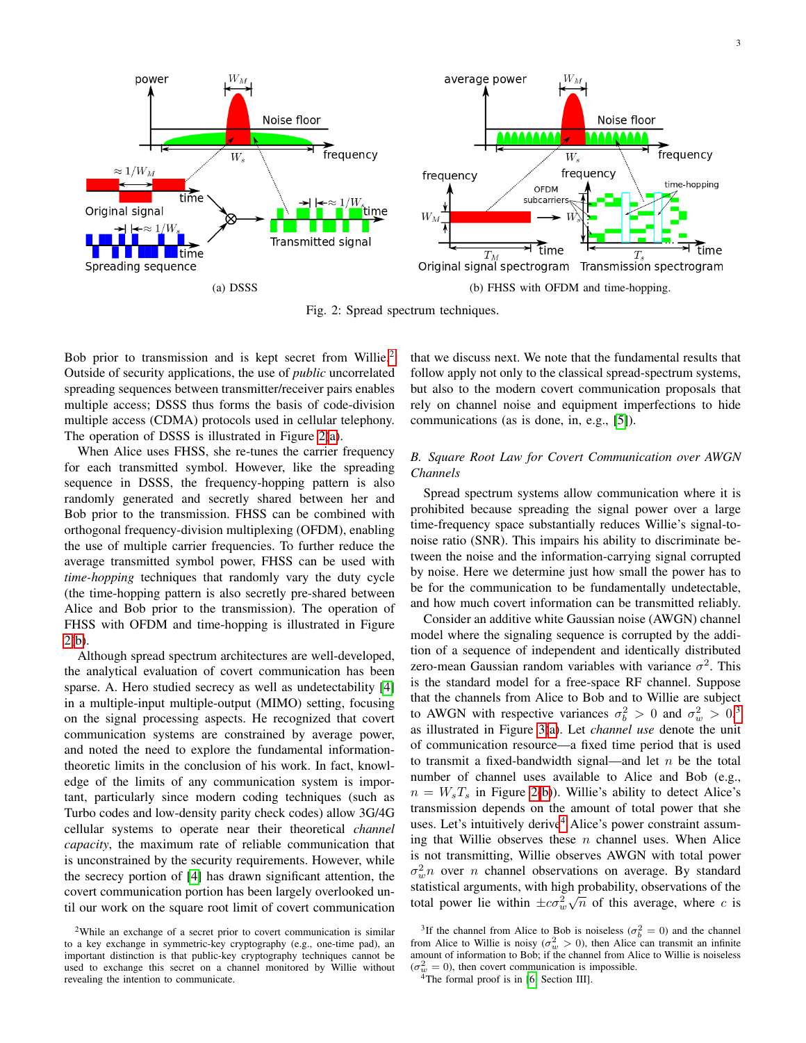(a) DSSS

(b) FHSS with OFDM and time-hopping.

Fig. 2: Spread spectrum techniques.

Bob prior to transmission and is kept secret from Willie.[2] Outside of security applications, the use of *public* uncorrelated spreading sequences between transmitter/receiver pairs enables multiple access; DSSS thus forms the basis of code-division multiple access (CDMA) protocols used in cellular telephony. The operation of DSSS is illustrated in Figure 2(a).

When Alice uses FHSS, she re-tunes the carrier frequency for each transmitted symbol. However, like the spreading sequence in DSSS, the frequency-hopping pattern is also randomly generated and secretly shared between her and Bob prior to the transmission. FHSS can be combined with orthogonal frequency-division multiplexing (OFDM), enabling the use of multiple carrier frequencies. To further reduce the average transmitted symbol power, FHSS can be used with *time-hopping* techniques that randomly vary the duty cycle (the time-hopping pattern is also secretly pre-shared between Alice and Bob prior to the transmission). The operation of FHSS with OFDM and time-hopping is illustrated in Figure 2(b).

Although spread spectrum architectures are well-developed, the analytical evaluation of covert communication has been sparse. A. Hero studied secrecy as well as undetectability [4] in a multiple-input multiple-output (MIMO) setting, focusing on the signal processing aspects. He recognized that covert communication systems are constrained by average power, and noted the need to explore the fundamental information-theoretic limits in the conclusion of his work. In fact, knowledge of the limits of any communication system is important, particularly since modern coding techniques (such as Turbo codes and low-density parity check codes) allow 3G/4G cellular systems to operate near their theoretical *channel capacity*, the maximum rate of reliable communication that is unconstrained by the security requirements. However, while the secrecy portion of [4] has drawn significant attention, the covert communication portion has been largely overlooked until our work on the square root limit of covert communication that we discuss next. We note that the fundamental results that follow apply not only to the classical spread-spectrum systems, but also to the modern covert communication proposals that rely on channel noise and equipment imperfections to hide communications (as is done, in, e.g., [5]).

### B. Square Root Law for Covert Communication over AWGN Channels

Spread spectrum systems allow communication where it is prohibited because spreading the signal power over a large time-frequency space substantially reduces Willie's signal-to-noise ratio (SNR). This impairs his ability to discriminate between the noise and the information-carrying signal corrupted by noise. Here we determine just how small the power has to be for the communication to be fundamentally undetectable, and how much covert information can be transmitted reliably.

Consider an additive white Gaussian noise (AWGN) channel model where the signaling sequence is corrupted by the addition of a sequence of independent and identically distributed zero-mean Gaussian random variables with variance $\sigma^2$. This is the standard model for a free-space RF channel. Suppose that the channels from Alice to Bob and to Willie are subject to AWGN with respective variances $\sigma_b^2 > 0$ and $\sigma_w^2 > 0$[3] as illustrated in Figure 3(a). Let *channel use* denote the unit of communication resource—a fixed time period that is used to transmit a fixed-bandwidth signal—and let $n$ be the total number of channel uses available to Alice and Bob (e.g., $n = W_s T_s$ in Figure 2(b)). Willie's ability to detect Alice's transmission depends on the amount of total power that she uses. Let's intuitively derive[4] Alice's power constraint assuming that Willie observes these $n$ channel uses. When Alice is not transmitting, Willie observes AWGN with total power $\sigma_w^2 n$ over $n$ channel observations on average. By standard statistical arguments, with high probability, observations of the total power lie within $\pm c\sigma_w^2\sqrt{n}$ of this average, where $c$ is

[2]While an exchange of a secret prior to covert communication is similar to a key exchange in symmetric-key cryptography (e.g., one-time pad), an important distinction is that public-key cryptography cannot be used to exchange this secret on a channel monitored by Willie without revealing the intention to communicate.

[3]If the channel from Alice to Bob is noiseless ($\sigma_b^2 = 0$) and the channel from Alice to Willie is noisy ($\sigma_w^2 > 0$), then Alice can transmit an infinite amount of information to Bob; if the channel from Alice to Willie is noiseless ($\sigma_w^2 = 0$), then covert communication is impossible.

[4]The formal proof is in [6, Section III].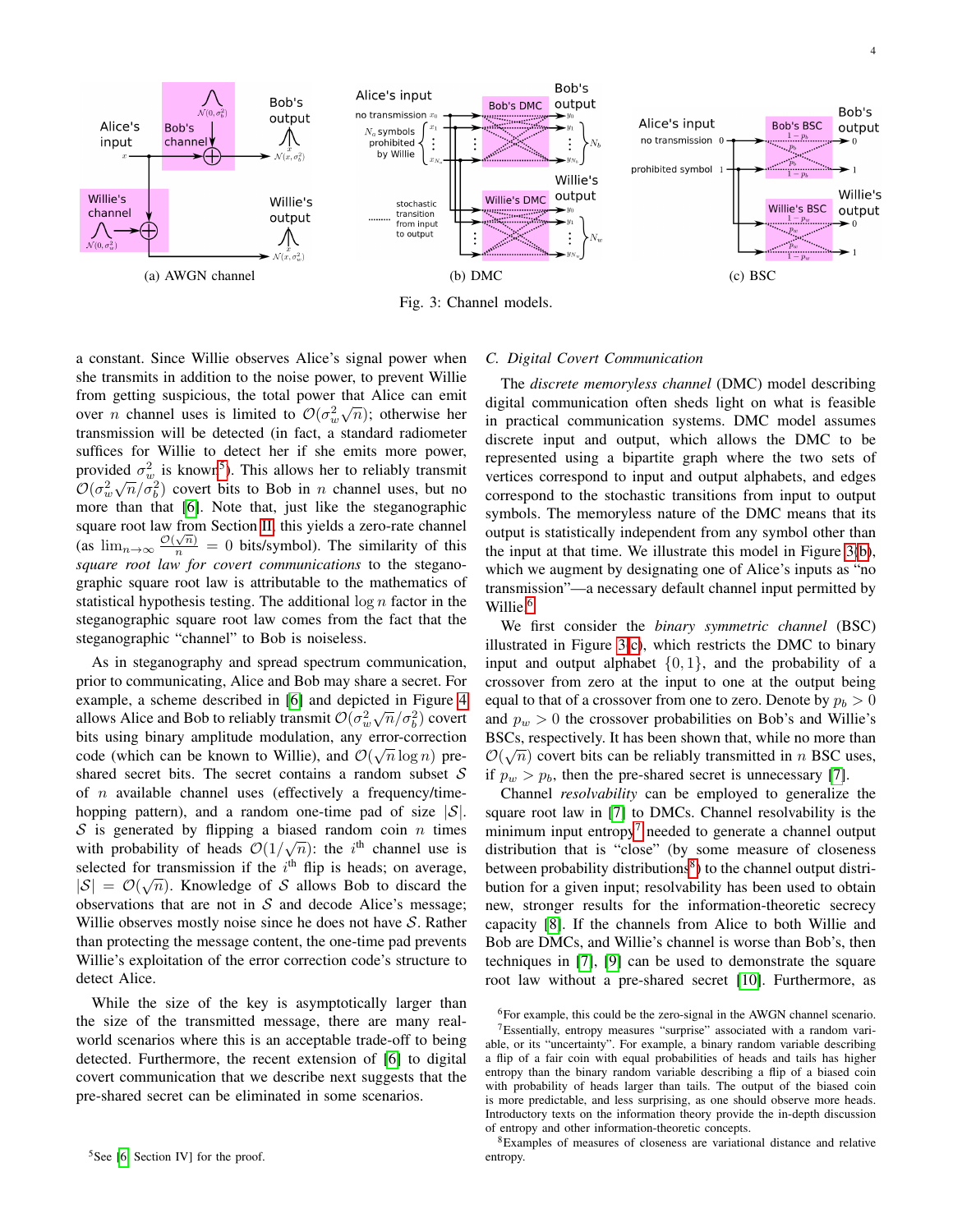Fig. 3: Channel models.

(a) AWGN channel

(b) DMC

(c) BSC

a constant. Since Willie observes Alice's signal power when she transmits in addition to the noise power, to prevent Willie from getting suspicious, the total power that Alice can emit over $n$ channel uses is limited to $\mathcal{O}(\sigma_w^2\sqrt{n})$; otherwise her transmission will be detected (in fact, a standard radiometer suffices for Willie to detect her if she emits more power, provided $\sigma_w^2$ is known[5]). This allows her to reliably transmit $\mathcal{O}(\sigma_w^2\sqrt{n}/\sigma_b^2)$ covert bits to Bob in $n$ channel uses, but no more than that [6]. Note that, just like the steganographic square root law from Section II, this yields a zero-rate channel (as $\lim_{n\to\infty}\frac{\mathcal{O}(\sqrt{n})}{n}=0$ bits/symbol). The similarity of this *square root law for covert communications* to the steganographic square root law is attributable to the mathematics of statistical hypothesis testing. The additional $\log n$ factor in the steganographic square root law comes from the fact that the steganographic "channel" to Bob is noiseless.

As in steganography and spread spectrum communication, prior to communicating, Alice and Bob may share a secret. For example, a scheme described in [6] and depicted in Figure 4 allows Alice and Bob to reliably transmit $\mathcal{O}(\sigma_w^2\sqrt{n}/\sigma_b^2)$ covert bits using binary amplitude modulation, any error-correction code (which can be known to Willie), and $\mathcal{O}(\sqrt{n}\log n)$ pre-shared secret bits. The secret contains a random subset $\mathcal{S}$ of $n$ available channel uses (effectively a frequency/time-hopping pattern), and a random one-time pad of size $|\mathcal{S}|$. $\mathcal{S}$ is generated by flipping a biased random coin $n$ times with probability of heads $\mathcal{O}(1/\sqrt{n})$: the $i^{\text{th}}$ channel use is selected for transmission if the $i^{\text{th}}$ flip is heads; on average, $|\mathcal{S}|=\mathcal{O}(\sqrt{n})$. Knowledge of $\mathcal{S}$ allows Bob to discard the observations that are not in $\mathcal{S}$ and decode Alice's message; Willie observes mostly noise since he does not have $\mathcal{S}$. Rather than protecting the message content, the one-time pad prevents Willie's exploitation of the error correction code's structure to detect Alice.

While the size of the key is asymptotically larger than the size of the transmitted message, there are many real-world scenarios where this is an acceptable trade-off to being detected. Furthermore, the recent extension of [6] to digital covert communication that we describe next suggests that the pre-shared secret can be eliminated in some scenarios.

### C. Digital Covert Communication

The *discrete memoryless channel* (DMC) model describing digital communication often sheds light on what is feasible in practical communication systems. DMC model assumes discrete input and output, which allows the DMC to be represented using a bipartite graph where the two sets of vertices correspond to input and output alphabets, and edges correspond to the stochastic transitions from input to output symbols. The memoryless nature of the DMC means that its output is statistically independent from any symbol other than the input at that time. We illustrate this model in Figure 3(b), which we augment by designating one of Alice's inputs as "no transmission"—a necessary default channel input permitted by Willie.[6]

We first consider the *binary symmetric channel* (BSC) illustrated in Figure 3(c), which restricts the DMC to binary input and output alphabet $\{0,1\}$, and the probability of a crossover from zero at the input to one at the output being equal to that of a crossover from one to zero. Denote by $p_b>0$ and $p_w>0$ the crossover probabilities on Bob's and Willie's BSCs, respectively. It has been shown that, while no more than $\mathcal{O}(\sqrt{n})$ covert bits can be reliably transmitted in $n$ BSC uses, if $p_w>p_b$, then the pre-shared secret is unnecessary [7].

Channel *resolvability* can be employed to generalize the square root law in [7] to DMCs. Channel resolvability is the minimum input entropy[7] needed to generate a channel output distribution that is "close" (by some measure of closeness between probability distributions[8]) to the channel output distribution for a given input; resolvability has been used to obtain new, stronger results for the information-theoretic secrecy capacity [8]. If the channels from Alice to both Willie and Bob are DMCs, and Willie's channel is worse than Bob's, then techniques in [7], [9] can be used to demonstrate the square root law without a pre-shared secret [10]. Furthermore, as

[5]See [6, Section IV] for the proof.

[6]For example, this could be the zero-signal in the AWGN channel scenario.

[7]Essentially, entropy measures "surprise" associated with a random variable, or its "uncertainty". For example, a binary random variable describing a flip of a fair coin with equal probabilities of heads and tails has higher entropy than the binary random variable describing a flip of a biased coin with probability of heads larger than tails. The output of the biased coin is more predictable, and less surprising, as one should observe more heads. Introductory texts on the information theory provide the in-depth discussion of entropy and other information-theoretic concepts.

[8]Examples of measures of closeness are variational distance and relative entropy.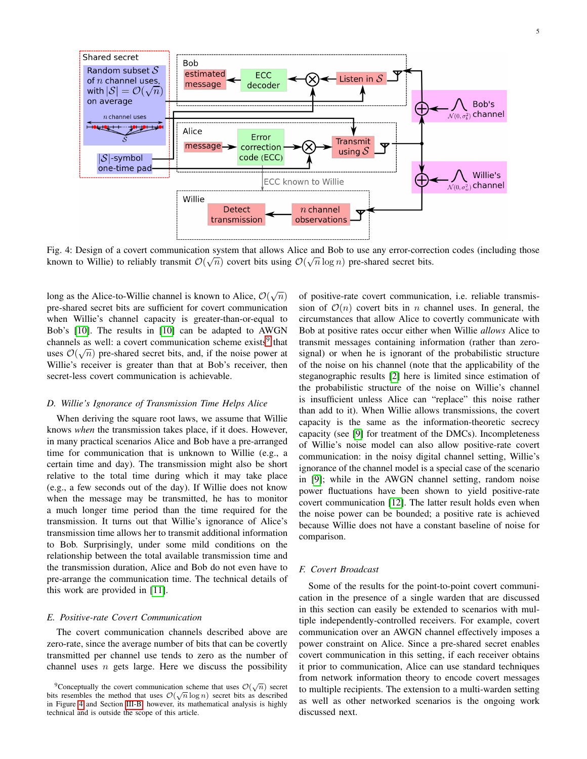Fig. 4: Design of a covert communication system that allows Alice and Bob to use any error-correction codes (including those known to Willie) to reliably transmit $\mathcal{O}(\sqrt{n})$ covert bits using $\mathcal{O}(\sqrt{n}\log n)$ pre-shared secret bits.

long as the Alice-to-Willie channel is known to Alice, $\mathcal{O}(\sqrt{n})$ pre-shared secret bits are sufficient for covert communication when Willie's channel capacity is greater-than-or-equal to Bob's [10]. The results in [10] can be adapted to AWGN channels as well: a covert communication scheme exists[9] that uses $\mathcal{O}(\sqrt{n})$ pre-shared secret bits, and, if the noise power at Willie's receiver is greater than that at Bob's receiver, then secret-less covert communication is achievable.

### D. Willie's Ignorance of Transmission Time Helps Alice

When deriving the square root laws, we assume that Willie knows *when* the transmission takes place, if it does. However, in many practical scenarios Alice and Bob have a pre-arranged time for communication that is unknown to Willie (e.g., a certain time and day). The transmission might also be short relative to the total time during which it may take place (e.g., a few seconds out of the day). If Willie does not know when the message may be transmitted, he has to monitor a much longer time period than the time required for the transmission. It turns out that Willie's ignorance of Alice's transmission time allows her to transmit additional information to Bob. Surprisingly, under some mild conditions on the relationship between the total available transmission time and the transmission duration, Alice and Bob do not even have to pre-arrange the communication time. The technical details of this work are provided in [11].

### E. Positive-rate Covert Communication

The covert communication channels described above are zero-rate, since the average number of bits that can be covertly transmitted per channel use tends to zero as the number of channel uses $n$ gets large. Here we discuss the possibility of positive-rate covert communication, i.e. reliable transmission of $\mathcal{O}(n)$ covert bits in $n$ channel uses. In general, the circumstances that allow Alice to covertly communicate with Bob at positive rates occur either when Willie *allows* Alice to transmit messages containing information (rather than zero-signal) or when he is ignorant of the probabilistic structure of the noise on his channel (note that the applicability of the steganographic results [2] here is limited since estimation of the probabilistic structure of the noise on Willie's channel is insufficient unless Alice can "replace" this noise rather than add to it). When Willie allows transmissions, the covert capacity is the same as the information-theoretic secrecy capacity (see [9] for treatment of the DMCs). Incompleteness of Willie's noise model can also allow positive-rate covert communication: in the noisy digital channel setting, Willie's ignorance of the channel model is a special case of the scenario in [9]; while in the AWGN channel setting, random noise power fluctuations have been shown to yield positive-rate covert communication [12]. The latter result holds even when the noise power can be bounded; a positive rate is achieved because Willie does not have a constant baseline of noise for comparison.

### F. Covert Broadcast

Some of the results for the point-to-point covert communication in the presence of a single warden that are discussed in this section can easily be extended to scenarios with multiple independently-controlled receivers. For example, covert communication over an AWGN channel effectively imposes a power constraint on Alice. Since a pre-shared secret enables covert communication in this setting, if each receiver obtains it prior to communication, Alice can use standard techniques from network information theory to encode covert messages to multiple recipients. The extension to a multi-warden setting as well as other networked scenarios is the ongoing work discussed next.

[9]Conceptually the covert communication scheme that uses $\mathcal{O}(\sqrt{n})$ secret bits resembles the method that uses $\mathcal{O}(\sqrt{n}\log n)$ secret bits as described in Figure 4 and Section III-B, however, its mathematical analysis is highly technical and is outside the scope of this article.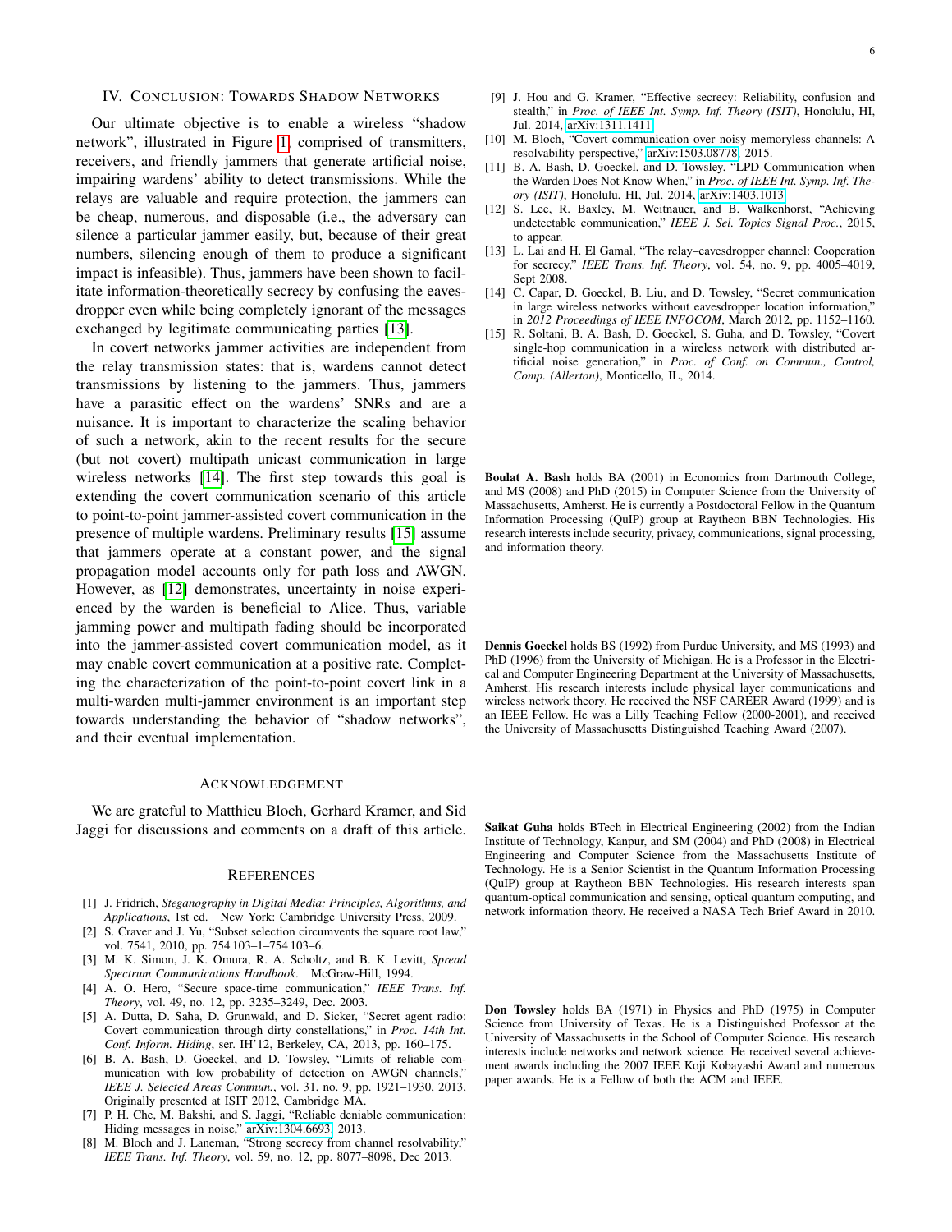## IV. Conclusion: Towards Shadow Networks

Our ultimate objective is to enable a wireless "shadow network", illustrated in Figure 1, comprised of transmitters, receivers, and friendly jammers that generate artificial noise, impairing wardens' ability to detect transmissions. While the relays are valuable and require protection, the jammers can be cheap, numerous, and disposable (i.e., the adversary can silence a particular jammer easily, but, because of their great numbers, silencing enough of them to produce a significant impact is infeasible). Thus, jammers have been shown to facilitate information-theoretically secrecy by confusing the eavesdropper even while being completely ignorant of the messages exchanged by legitimate communicating parties [13].

In covert networks jammer activities are independent from the relay transmission states: that is, wardens cannot detect transmissions by listening to the jammers. Thus, jammers have a parasitic effect on the wardens' SNRs and are a nuisance. It is important to characterize the scaling behavior of such a network, akin to the recent results for the secure (but not covert) multipath unicast communication in large wireless networks [14]. The first step towards this goal is extending the covert communication scenario of this article to point-to-point jammer-assisted covert communication in the presence of multiple wardens. Preliminary results [15] assume that jammers operate at a constant power, and the signal propagation model accounts only for path loss and AWGN. However, as [12] demonstrates, uncertainty in noise experienced by the warden is beneficial to Alice. Thus, variable jamming power and multipath fading should be incorporated into the jammer-assisted covert communication model, as it may enable covert communication at a positive rate. Completing the characterization of the point-to-point covert link in a multi-warden multi-jammer environment is an important step towards understanding the behavior of "shadow networks", and their eventual implementation.

## Acknowledgement

We are grateful to Matthieu Bloch, Gerhard Kramer, and Sid Jaggi for discussions and comments on a draft of this article.

## References

[1] J. Fridrich, *Steganography in Digital Media: Principles, Algorithms, and Applications*, 1st ed. New York: Cambridge University Press, 2009.

[2] S. Craver and J. Yu, "Subset selection circumvents the square root law," vol. 7541, 2010, pp. 754 103–1–754 103–6.

[3] M. K. Simon, J. K. Omura, R. A. Scholtz, and B. K. Levitt, *Spread Spectrum Communications Handbook*. McGraw-Hill, 1994.

[4] A. O. Hero, "Secure space-time communication," *IEEE Trans. Inf. Theory*, vol. 49, no. 12, pp. 3235–3249, Dec. 2003.

[5] A. Dutta, D. Saha, D. Grunwald, and D. Sicker, "Secret agent radio: Covert communication through dirty constellations," in *Proc. 14th Int. Conf. Inform. Hiding*, ser. IH'12, Berkeley, CA, 2013, pp. 160–175.

[6] B. A. Bash, D. Goeckel, and D. Towsley, "Limits of reliable communication with low probability of detection on AWGN channels," *IEEE J. Selected Areas Commun.*, vol. 31, no. 9, pp. 1921–1930, 2013, Originally presented at ISIT 2012, Cambridge MA.

[7] P. H. Che, M. Bakshi, and S. Jaggi, "Reliable deniable communication: Hiding messages in noise," arXiv:1304.6693, 2013.

[8] M. Bloch and J. Laneman, "Strong secrecy from channel resolvability," *IEEE Trans. Inf. Theory*, vol. 59, no. 12, pp. 8077–8098, Dec 2013.

[9] J. Hou and G. Kramer, "Effective secrecy: Reliability, confusion and stealth," in *Proc. of IEEE Int. Symp. Inf. Theory (ISIT)*, Honolulu, HI, Jul. 2014, arXiv:1311.1411.

[10] M. Bloch, "Covert communication over noisy memoryless channels: A resolvability perspective," arXiv:1503.08778, 2015.

[11] B. A. Bash, D. Goeckel, and D. Towsley, "LPD Communication when the Warden Does Not Know When," in *Proc. of IEEE Int. Symp. Inf. Theory (ISIT)*, Honolulu, HI, Jul. 2014, arXiv:1403.1013.

[12] S. Lee, R. Baxley, M. Weitnauer, and B. Walkenhorst, "Achieving undetectable communication," *IEEE J. Sel. Topics Signal Proc.*, 2015, to appear.

[13] L. Lai and H. El Gamal, "The relay–eavesdropper channel: Cooperation for secrecy," *IEEE Trans. Inf. Theory*, vol. 54, no. 9, pp. 4005–4019, Sept 2008.

[14] C. Capar, D. Goeckel, B. Liu, and D. Towsley, "Secret communication in large wireless networks without eavesdropper location information," in *2012 Proceedings of IEEE INFOCOM*, March 2012, pp. 1152–1160.

[15] R. Soltani, B. A. Bash, D. Goeckel, S. Guha, and D. Towsley, "Covert single-hop communication in a wireless network with distributed artificial noise generation," in *Proc. of Conf. on Commun., Control, Comp. (Allerton)*, Monticello, IL, 2014.

**Boulat A. Bash** holds BA (2001) in Economics from Dartmouth College, and MS (2008) and PhD (2015) in Computer Science from the University of Massachusetts, Amherst. He is currently a Postdoctoral Fellow in the Quantum Information Processing (QuIP) group at Raytheon BBN Technologies. His research interests include security, privacy, communications, signal processing, and information theory.

**Dennis Goeckel** holds BS (1992) from Purdue University, and MS (1993) and PhD (1996) from the University of Michigan. He is a Professor in the Electrical and Computer Engineering Department at the University of Massachusetts, Amherst. His research interests include physical layer communications and wireless network theory. He received the NSF CAREER Award (1999) and is an IEEE Fellow. He was a Lilly Teaching Fellow (2000-2001), and received the University of Massachusetts Distinguished Teaching Award (2007).

**Saikat Guha** holds BTech in Electrical Engineering (2002) from the Indian Institute of Technology, Kanpur, and SM (2004) and PhD (2008) in Electrical Engineering and Computer Science from the Massachusetts Institute of Technology. He is a Senior Scientist in the Quantum Information Processing (QuIP) group at Raytheon BBN Technologies. His research interests span quantum-optical communication and sensing, optical quantum computing, and network information theory. He received a NASA Tech Brief Award in 2010.

**Don Towsley** holds BA (1971) in Physics and PhD (1975) in Computer Science from University of Texas. He is a Distinguished Professor at the University of Massachusetts in the School of Computer Science. His research interests include networks and network science. He received several achievement awards including the 2007 IEEE Koji Kobayashi Award and numerous paper awards. He is a Fellow of both the ACM and IEEE.